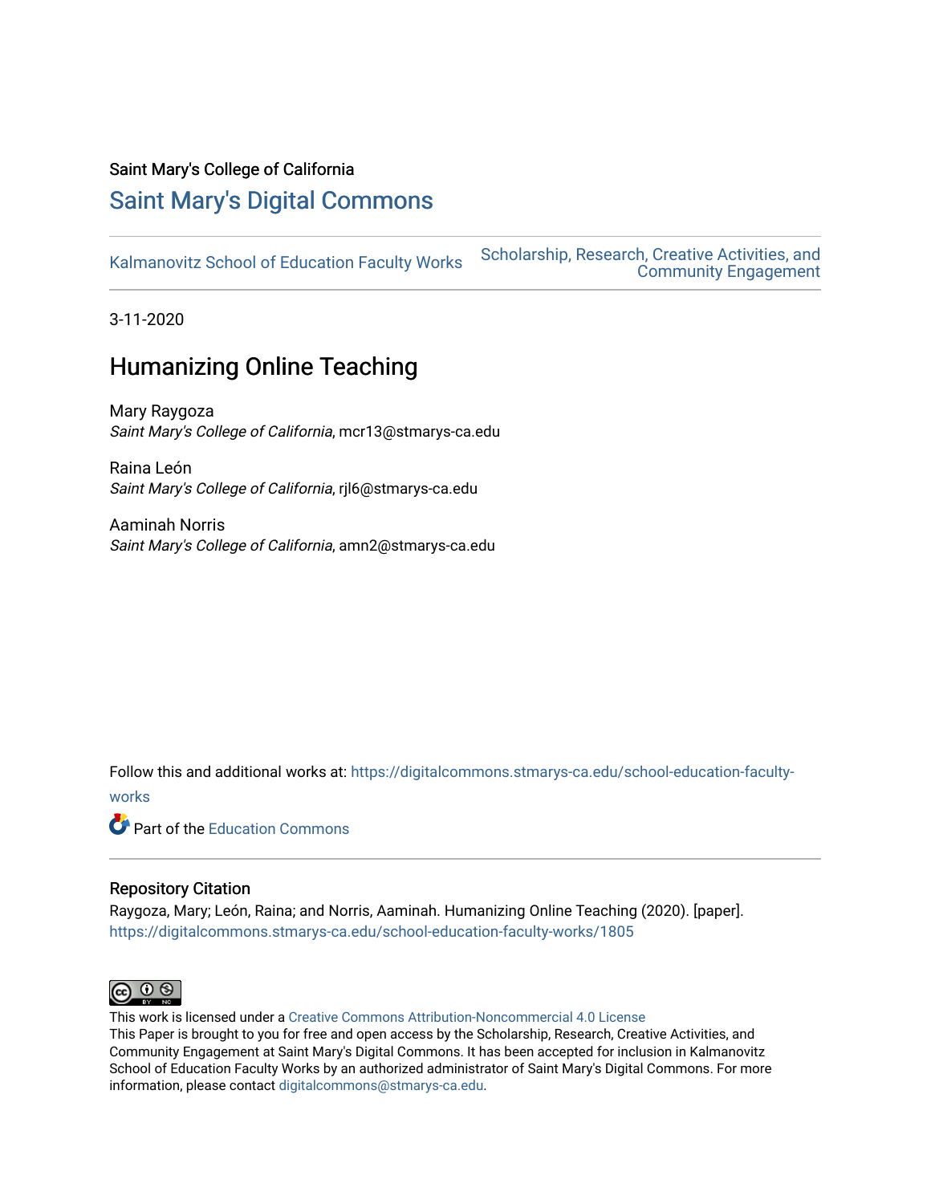Saint Mary's College of California

# Saint Mary's Digital Commons

Kalmanovitz School of Education Faculty Works

Scholarship, Research, Creative Activities, and Community Engagement

3-11-2020

## Humanizing Online Teaching

Mary Raygoza
*Saint Mary's College of California*, mcr13@stmarys-ca.edu

Raina León
*Saint Mary's College of California*, rjl6@stmarys-ca.edu

Aaminah Norris
*Saint Mary's College of California*, amn2@stmarys-ca.edu

Follow this and additional works at: https://digitalcommons.stmarys-ca.edu/school-education-faculty-works

Part of the Education Commons

### Repository Citation

Raygoza, Mary; León, Raina; and Norris, Aaminah. Humanizing Online Teaching (2020). [paper]. https://digitalcommons.stmarys-ca.edu/school-education-faculty-works/1805

This work is licensed under a Creative Commons Attribution-Noncommercial 4.0 License
This Paper is brought to you for free and open access by the Scholarship, Research, Creative Activities, and Community Engagement at Saint Mary's Digital Commons. It has been accepted for inclusion in Kalmanovitz School of Education Faculty Works by an authorized administrator of Saint Mary's Digital Commons. For more information, please contact digitalcommons@stmarys-ca.edu.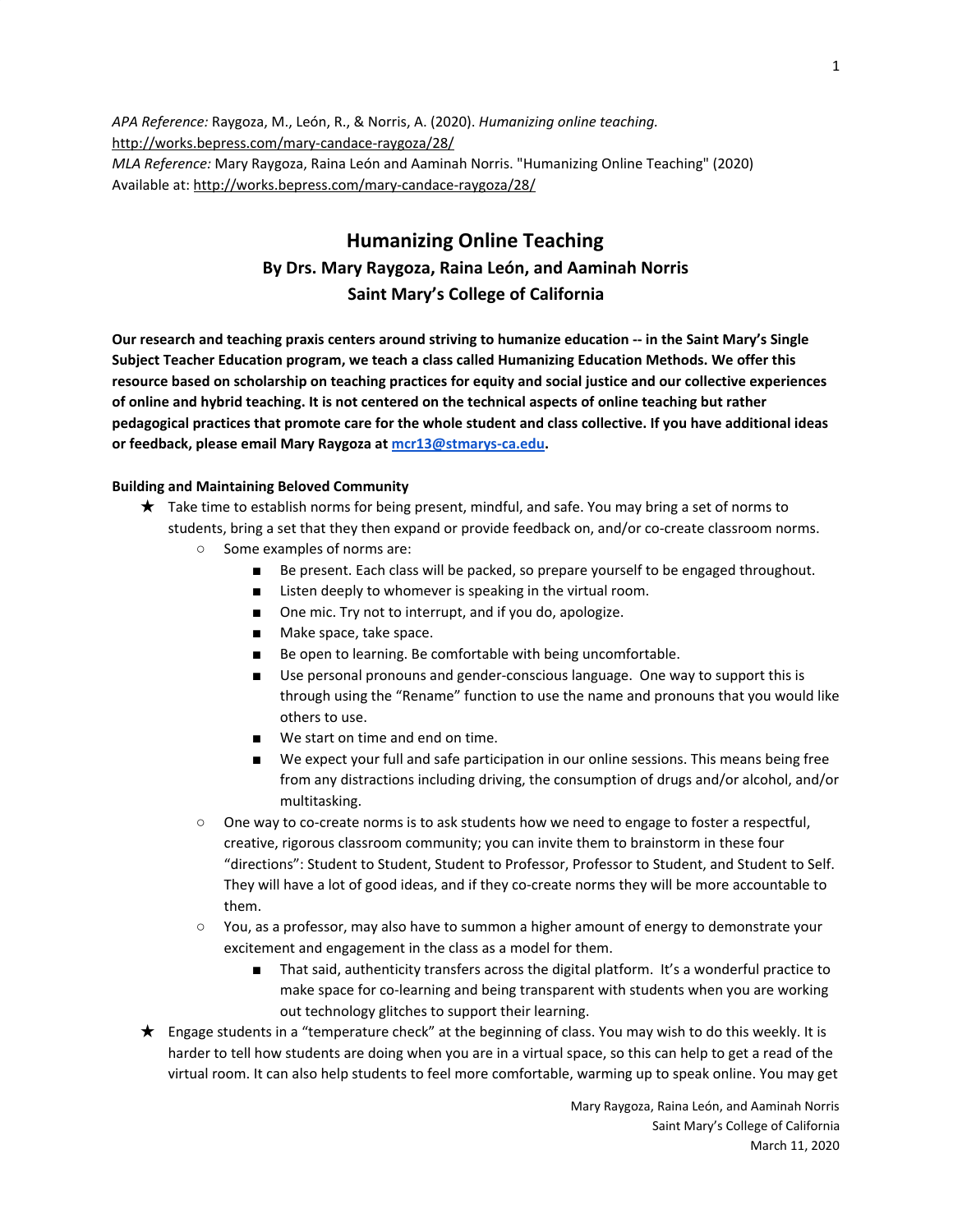*APA Reference:* Raygoza, M., León, R., & Norris, A. (2020). *Humanizing online teaching.* http://works.bepress.com/mary-candace-raygoza/28/

*MLA Reference:* Mary Raygoza, Raina León and Aaminah Norris. "Humanizing Online Teaching" (2020) Available at: http://works.bepress.com/mary-candace-raygoza/28/

# Humanizing Online Teaching

## By Drs. Mary Raygoza, Raina León, and Aaminah Norris

## Saint Mary's College of California

**Our research and teaching praxis centers around striving to humanize education -- in the Saint Mary's Single Subject Teacher Education program, we teach a class called Humanizing Education Methods. We offer this resource based on scholarship on teaching practices for equity and social justice and our collective experiences of online and hybrid teaching. It is not centered on the technical aspects of online teaching but rather pedagogical practices that promote care for the whole student and class collective. If you have additional ideas or feedback, please email Mary Raygoza at mcr13@stmarys-ca.edu.**

**Building and Maintaining Beloved Community**

- Take time to establish norms for being present, mindful, and safe. You may bring a set of norms to students, bring a set that they then expand or provide feedback on, and/or co-create classroom norms.
  - Some examples of norms are:
    - Be present. Each class will be packed, so prepare yourself to be engaged throughout.
    - Listen deeply to whomever is speaking in the virtual room.
    - One mic. Try not to interrupt, and if you do, apologize.
    - Make space, take space.
    - Be open to learning. Be comfortable with being uncomfortable.
    - Use personal pronouns and gender-conscious language. One way to support this is through using the "Rename" function to use the name and pronouns that you would like others to use.
    - We start on time and end on time.
    - We expect your full and safe participation in our online sessions. This means being free from any distractions including driving, the consumption of drugs and/or alcohol, and/or multitasking.
  - One way to co-create norms is to ask students how we need to engage to foster a respectful, creative, rigorous classroom community; you can invite them to brainstorm in these four "directions": Student to Student, Student to Professor, Professor to Student, and Student to Self. They will have a lot of good ideas, and if they co-create norms they will be more accountable to them.
  - You, as a professor, may also have to summon a higher amount of energy to demonstrate your excitement and engagement in the class as a model for them.
    - That said, authenticity transfers across the digital platform. It's a wonderful practice to make space for co-learning and being transparent with students when you are working out technology glitches to support their learning.
- Engage students in a "temperature check" at the beginning of class. You may wish to do this weekly. It is harder to tell how students are doing when you are in a virtual space, so this can help to get a read of the virtual room. It can also help students to feel more comfortable, warming up to speak online. You may get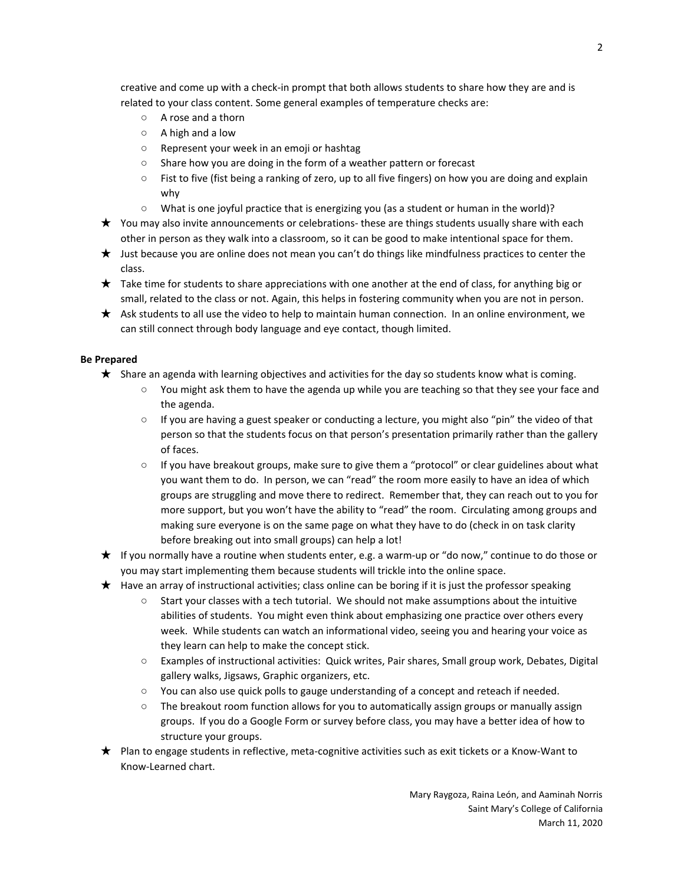creative and come up with a check-in prompt that both allows students to share how they are and is related to your class content. Some general examples of temperature checks are:

- A rose and a thorn
- A high and a low
- Represent your week in an emoji or hashtag
- Share how you are doing in the form of a weather pattern or forecast
- Fist to five (fist being a ranking of zero, up to all five fingers) on how you are doing and explain why
- What is one joyful practice that is energizing you (as a student or human in the world)?

- ★ You may also invite announcements or celebrations- these are things students usually share with each other in person as they walk into a classroom, so it can be good to make intentional space for them.
- ★ Just because you are online does not mean you can't do things like mindfulness practices to center the class.
- ★ Take time for students to share appreciations with one another at the end of class, for anything big or small, related to the class or not. Again, this helps in fostering community when you are not in person.
- ★ Ask students to all use the video to help to maintain human connection. In an online environment, we can still connect through body language and eye contact, though limited.

**Be Prepared**

- ★ Share an agenda with learning objectives and activities for the day so students know what is coming.
    - You might ask them to have the agenda up while you are teaching so that they see your face and the agenda.
    - If you are having a guest speaker or conducting a lecture, you might also "pin" the video of that person so that the students focus on that person's presentation primarily rather than the gallery of faces.
    - If you have breakout groups, make sure to give them a "protocol" or clear guidelines about what you want them to do. In person, we can "read" the room more easily to have an idea of which groups are struggling and move there to redirect. Remember that, they can reach out to you for more support, but you won't have the ability to "read" the room. Circulating among groups and making sure everyone is on the same page on what they have to do (check in on task clarity before breaking out into small groups) can help a lot!
- ★ If you normally have a routine when students enter, e.g. a warm-up or "do now," continue to do those or you may start implementing them because students will trickle into the online space.
- ★ Have an array of instructional activities; class online can be boring if it is just the professor speaking
    - Start your classes with a tech tutorial. We should not make assumptions about the intuitive abilities of students. You might even think about emphasizing one practice over others every week. While students can watch an informational video, seeing you and hearing your voice as they learn can help to make the concept stick.
    - Examples of instructional activities: Quick writes, Pair shares, Small group work, Debates, Digital gallery walks, Jigsaws, Graphic organizers, etc.
    - You can also use quick polls to gauge understanding of a concept and reteach if needed.
    - The breakout room function allows for you to automatically assign groups or manually assign groups. If you do a Google Form or survey before class, you may have a better idea of how to structure your groups.
- ★ Plan to engage students in reflective, meta-cognitive activities such as exit tickets or a Know-Want to Know-Learned chart.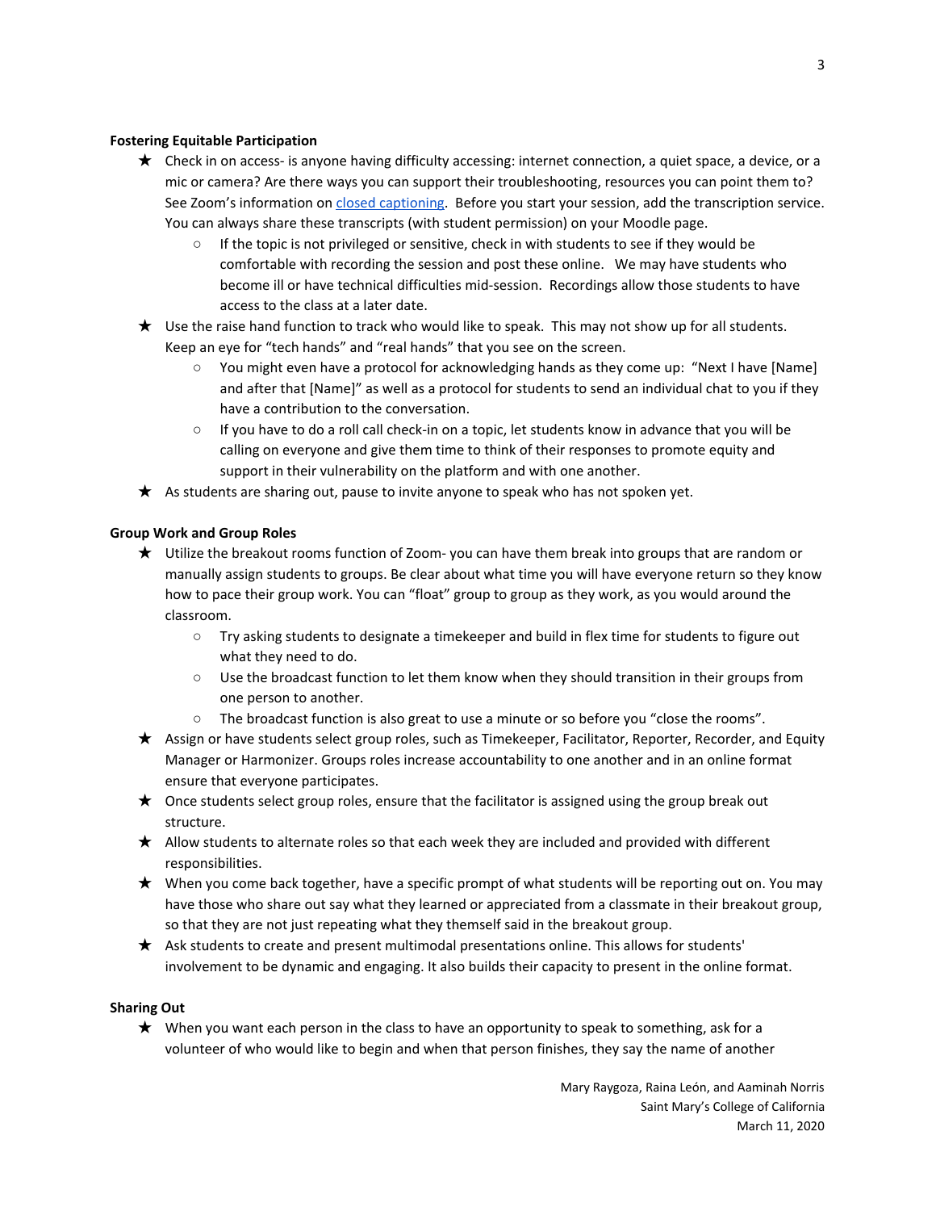**Fostering Equitable Participation**

- Check in on access- is anyone having difficulty accessing: internet connection, a quiet space, a device, or a mic or camera? Are there ways you can support their troubleshooting, resources you can point them to? See Zoom's information on [closed captioning](). Before you start your session, add the transcription service. You can always share these transcripts (with student permission) on your Moodle page.
  - If the topic is not privileged or sensitive, check in with students to see if they would be comfortable with recording the session and post these online. We may have students who become ill or have technical difficulties mid-session. Recordings allow those students to have access to the class at a later date.
- Use the raise hand function to track who would like to speak. This may not show up for all students. Keep an eye for "tech hands" and "real hands" that you see on the screen.
  - You might even have a protocol for acknowledging hands as they come up: "Next I have [Name] and after that [Name]" as well as a protocol for students to send an individual chat to you if they have a contribution to the conversation.
  - If you have to do a roll call check-in on a topic, let students know in advance that you will be calling on everyone and give them time to think of their responses to promote equity and support in their vulnerability on the platform and with one another.
- As students are sharing out, pause to invite anyone to speak who has not spoken yet.

**Group Work and Group Roles**

- Utilize the breakout rooms function of Zoom- you can have them break into groups that are random or manually assign students to groups. Be clear about what time you will have everyone return so they know how to pace their group work. You can "float" group to group as they work, as you would around the classroom.
  - Try asking students to designate a timekeeper and build in flex time for students to figure out what they need to do.
  - Use the broadcast function to let them know when they should transition in their groups from one person to another.
  - The broadcast function is also great to use a minute or so before you "close the rooms".
- Assign or have students select group roles, such as Timekeeper, Facilitator, Reporter, Recorder, and Equity Manager or Harmonizer. Groups roles increase accountability to one another and in an online format ensure that everyone participates.
- Once students select group roles, ensure that the facilitator is assigned using the group break out structure.
- Allow students to alternate roles so that each week they are included and provided with different responsibilities.
- When you come back together, have a specific prompt of what students will be reporting out on. You may have those who share out say what they learned or appreciated from a classmate in their breakout group, so that they are not just repeating what they themself said in the breakout group.
- Ask students to create and present multimodal presentations online. This allows for students' involvement to be dynamic and engaging. It also builds their capacity to present in the online format.

**Sharing Out**

- When you want each person in the class to have an opportunity to speak to something, ask for a volunteer of who would like to begin and when that person finishes, they say the name of another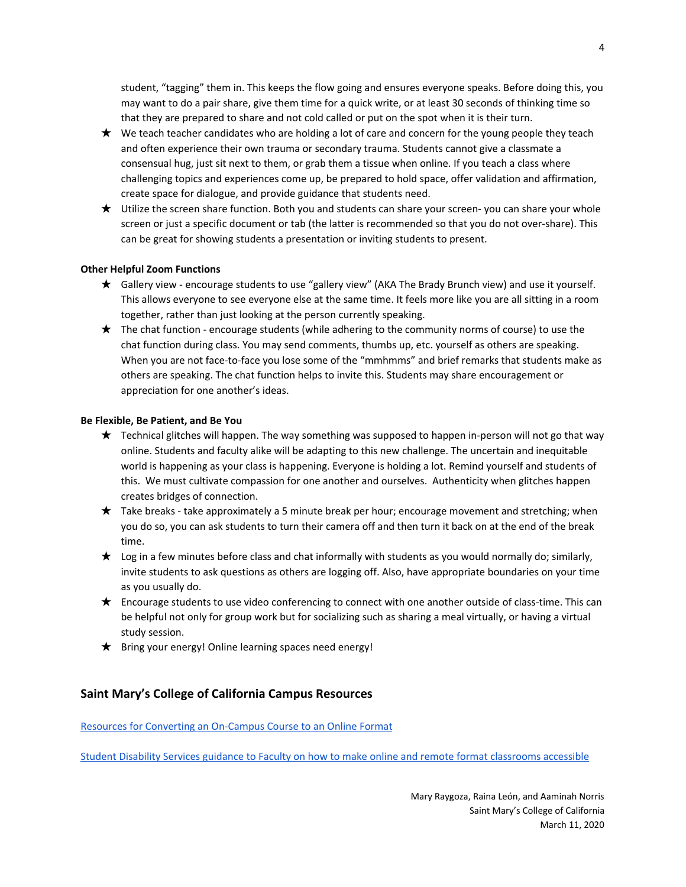student, "tagging" them in. This keeps the flow going and ensures everyone speaks. Before doing this, you may want to do a pair share, give them time for a quick write, or at least 30 seconds of thinking time so that they are prepared to share and not cold called or put on the spot when it is their turn.

- ★ We teach teacher candidates who are holding a lot of care and concern for the young people they teach and often experience their own trauma or secondary trauma. Students cannot give a classmate a consensual hug, just sit next to them, or grab them a tissue when online. If you teach a class where challenging topics and experiences come up, be prepared to hold space, offer validation and affirmation, create space for dialogue, and provide guidance that students need.
- ★ Utilize the screen share function. Both you and students can share your screen- you can share your whole screen or just a specific document or tab (the latter is recommended so that you do not over-share). This can be great for showing students a presentation or inviting students to present.

**Other Helpful Zoom Functions**

- ★ Gallery view - encourage students to use "gallery view" (AKA The Brady Brunch view) and use it yourself. This allows everyone to see everyone else at the same time. It feels more like you are all sitting in a room together, rather than just looking at the person currently speaking.
- ★ The chat function - encourage students (while adhering to the community norms of course) to use the chat function during class. You may send comments, thumbs up, etc. yourself as others are speaking. When you are not face-to-face you lose some of the "mmhmms" and brief remarks that students make as others are speaking. The chat function helps to invite this. Students may share encouragement or appreciation for one another's ideas.

**Be Flexible, Be Patient, and Be You**

- ★ Technical glitches will happen. The way something was supposed to happen in-person will not go that way online. Students and faculty alike will be adapting to this new challenge. The uncertain and inequitable world is happening as your class is happening. Everyone is holding a lot. Remind yourself and students of this. We must cultivate compassion for one another and ourselves. Authenticity when glitches happen creates bridges of connection.
- ★ Take breaks - take approximately a 5 minute break per hour; encourage movement and stretching; when you do so, you can ask students to turn their camera off and then turn it back on at the end of the break time.
- ★ Log in a few minutes before class and chat informally with students as you would normally do; similarly, invite students to ask questions as others are logging off. Also, have appropriate boundaries on your time as you usually do.
- ★ Encourage students to use video conferencing to connect with one another outside of class-time. This can be helpful not only for group work but for socializing such as sharing a meal virtually, or having a virtual study session.
- ★ Bring your energy! Online learning spaces need energy!

## Saint Mary's College of California Campus Resources

Resources for Converting an On-Campus Course to an Online Format

Student Disability Services guidance to Faculty on how to make online and remote format classrooms accessible

Mary Raygoza, Raina León, and Aaminah Norris
Saint Mary's College of California
March 11, 2020